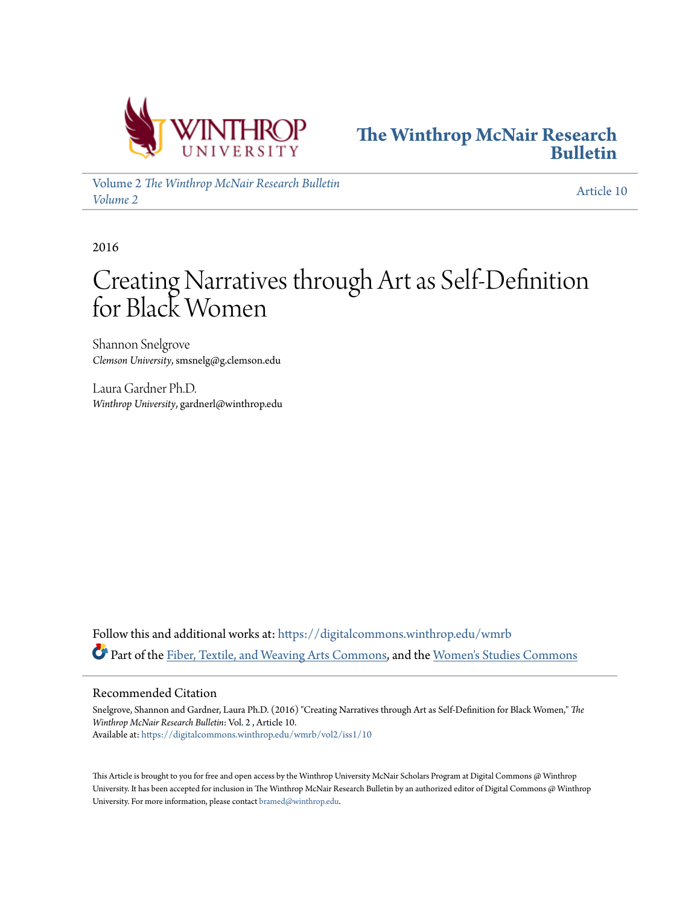# The Winthrop McNair Research Bulletin

Volume 2 *The Winthrop McNair Research Bulletin Volume 2*

Article 10

2016

# Creating Narratives through Art as Self-Definition for Black Women

Shannon Snelgrove
*Clemson University*, smsnelg@g.clemson.edu

Laura Gardner Ph.D.
*Winthrop University*, gardnerl@winthrop.edu

Follow this and additional works at: https://digitalcommons.winthrop.edu/wmrb

Part of the Fiber, Textile, and Weaving Arts Commons, and the Women's Studies Commons

## Recommended Citation

Snelgrove, Shannon and Gardner, Laura Ph.D. (2016) "Creating Narratives through Art as Self-Definition for Black Women," *The Winthrop McNair Research Bulletin*: Vol. 2 , Article 10.
Available at: https://digitalcommons.winthrop.edu/wmrb/vol2/iss1/10

This Article is brought to you for free and open access by the Winthrop University McNair Scholars Program at Digital Commons @ Winthrop University. It has been accepted for inclusion in The Winthrop McNair Research Bulletin by an authorized editor of Digital Commons @ Winthrop University. For more information, please contact bramed@winthrop.edu.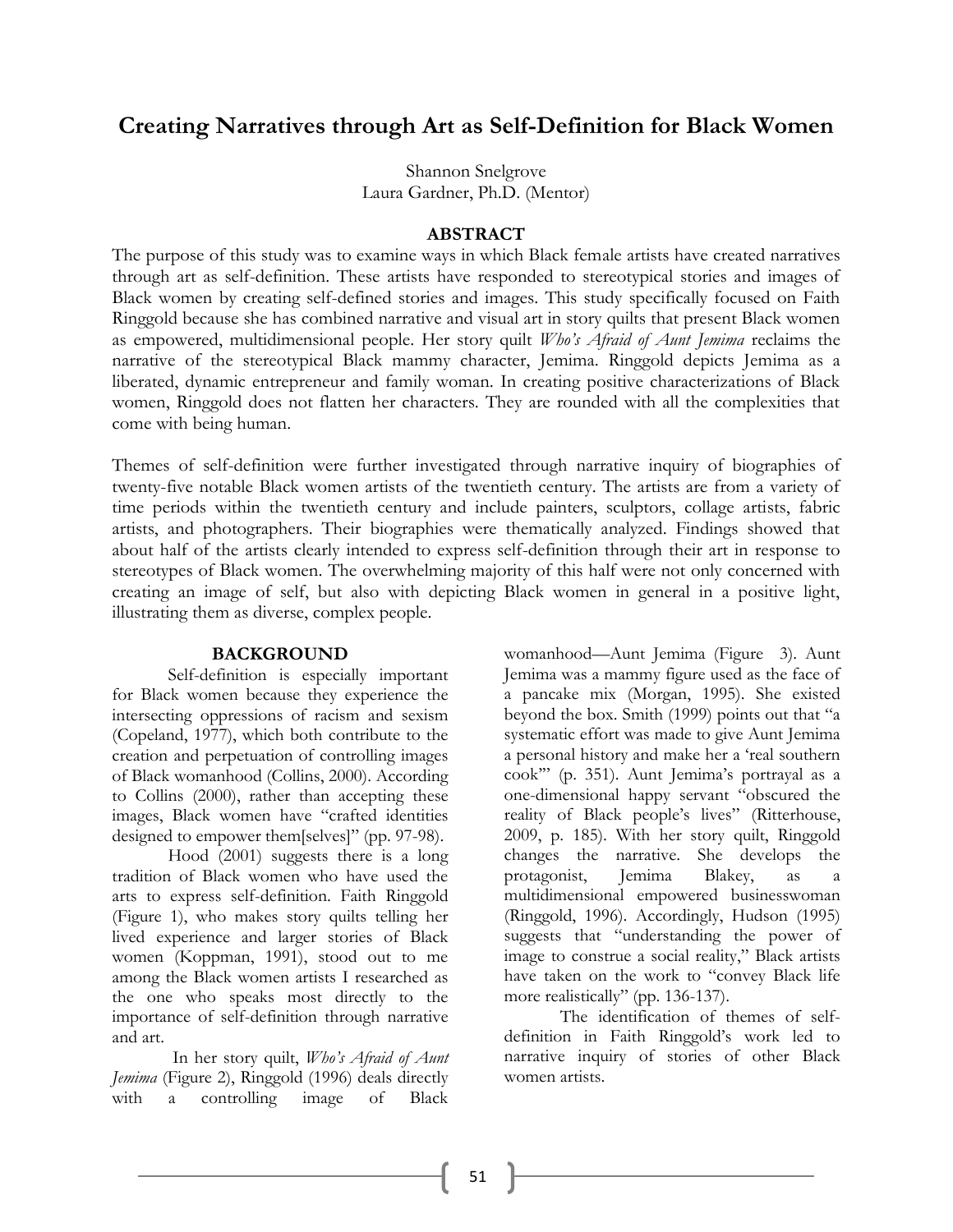# Creating Narratives through Art as Self-Definition for Black Women

Shannon Snelgrove
Laura Gardner, Ph.D. (Mentor)

## ABSTRACT

The purpose of this study was to examine ways in which Black female artists have created narratives through art as self-definition. These artists have responded to stereotypical stories and images of Black women by creating self-defined stories and images. This study specifically focused on Faith Ringgold because she has combined narrative and visual art in story quilts that present Black women as empowered, multidimensional people. Her story quilt *Who's Afraid of Aunt Jemima* reclaims the narrative of the stereotypical Black mammy character, Jemima. Ringgold depicts Jemima as a liberated, dynamic entrepreneur and family woman. In creating positive characterizations of Black women, Ringgold does not flatten her characters. They are rounded with all the complexities that come with being human.

Themes of self-definition were further investigated through narrative inquiry of biographies of twenty-five notable Black women artists of the twentieth century. The artists are from a variety of time periods within the twentieth century and include painters, sculptors, collage artists, fabric artists, and photographers. Their biographies were thematically analyzed. Findings showed that about half of the artists clearly intended to express self-definition through their art in response to stereotypes of Black women. The overwhelming majority of this half were not only concerned with creating an image of self, but also with depicting Black women in general in a positive light, illustrating them as diverse, complex people.

## BACKGROUND

Self-definition is especially important for Black women because they experience the intersecting oppressions of racism and sexism (Copeland, 1977), which both contribute to the creation and perpetuation of controlling images of Black womanhood (Collins, 2000). According to Collins (2000), rather than accepting these images, Black women have "crafted identities designed to empower them[selves]" (pp. 97-98).

Hood (2001) suggests there is a long tradition of Black women who have used the arts to express self-definition. Faith Ringgold (Figure 1), who makes story quilts telling her lived experience and larger stories of Black women (Koppman, 1991), stood out to me among the Black women artists I researched as the one who speaks most directly to the importance of self-definition through narrative and art.

In her story quilt, *Who's Afraid of Aunt Jemima* (Figure 2), Ringgold (1996) deals directly with a controlling image of Black womanhood—Aunt Jemima (Figure 3). Aunt Jemima was a mammy figure used as the face of a pancake mix (Morgan, 1995). She existed beyond the box. Smith (1999) points out that "a systematic effort was made to give Aunt Jemima a personal history and make her a 'real southern cook'" (p. 351). Aunt Jemima's portrayal as a one-dimensional happy servant "obscured the reality of Black people's lives" (Ritterhouse, 2009, p. 185). With her story quilt, Ringgold changes the narrative. She develops the protagonist, Jemima Blakey, as a multidimensional empowered businesswoman (Ringgold, 1996). Accordingly, Hudson (1995) suggests that "understanding the power of image to construe a social reality," Black artists have taken on the work to "convey Black life more realistically" (pp. 136-137).

The identification of themes of self-definition in Faith Ringgold's work led to narrative inquiry of stories of other Black women artists.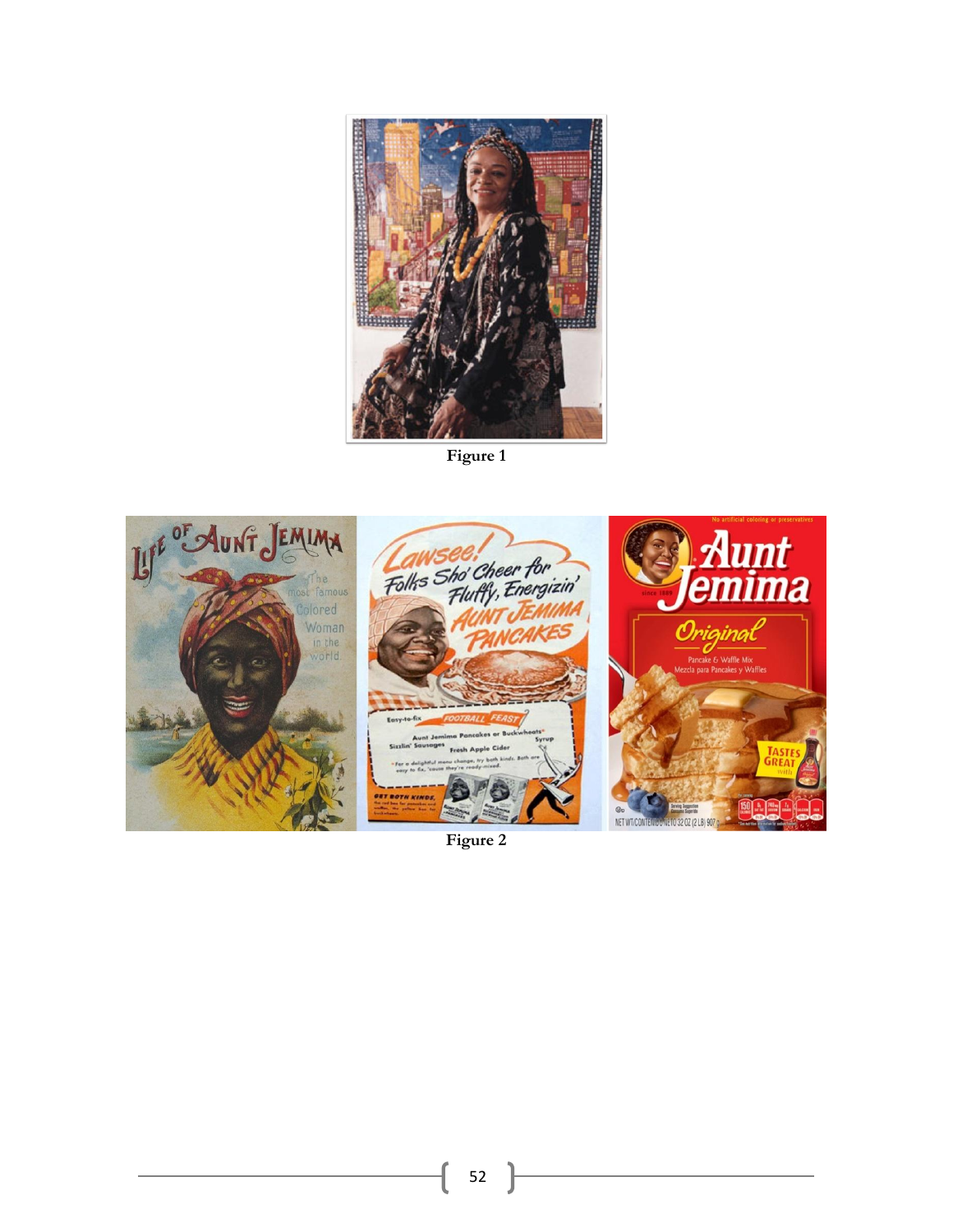Figure 1

Figure 2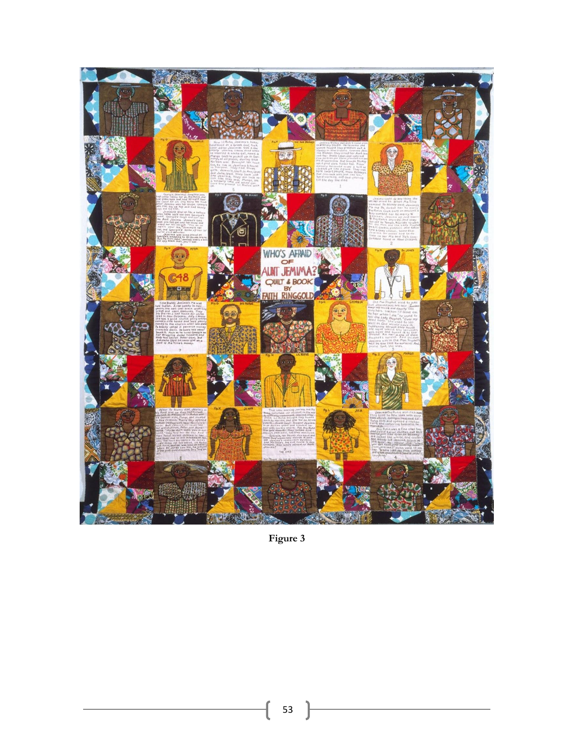Figure 3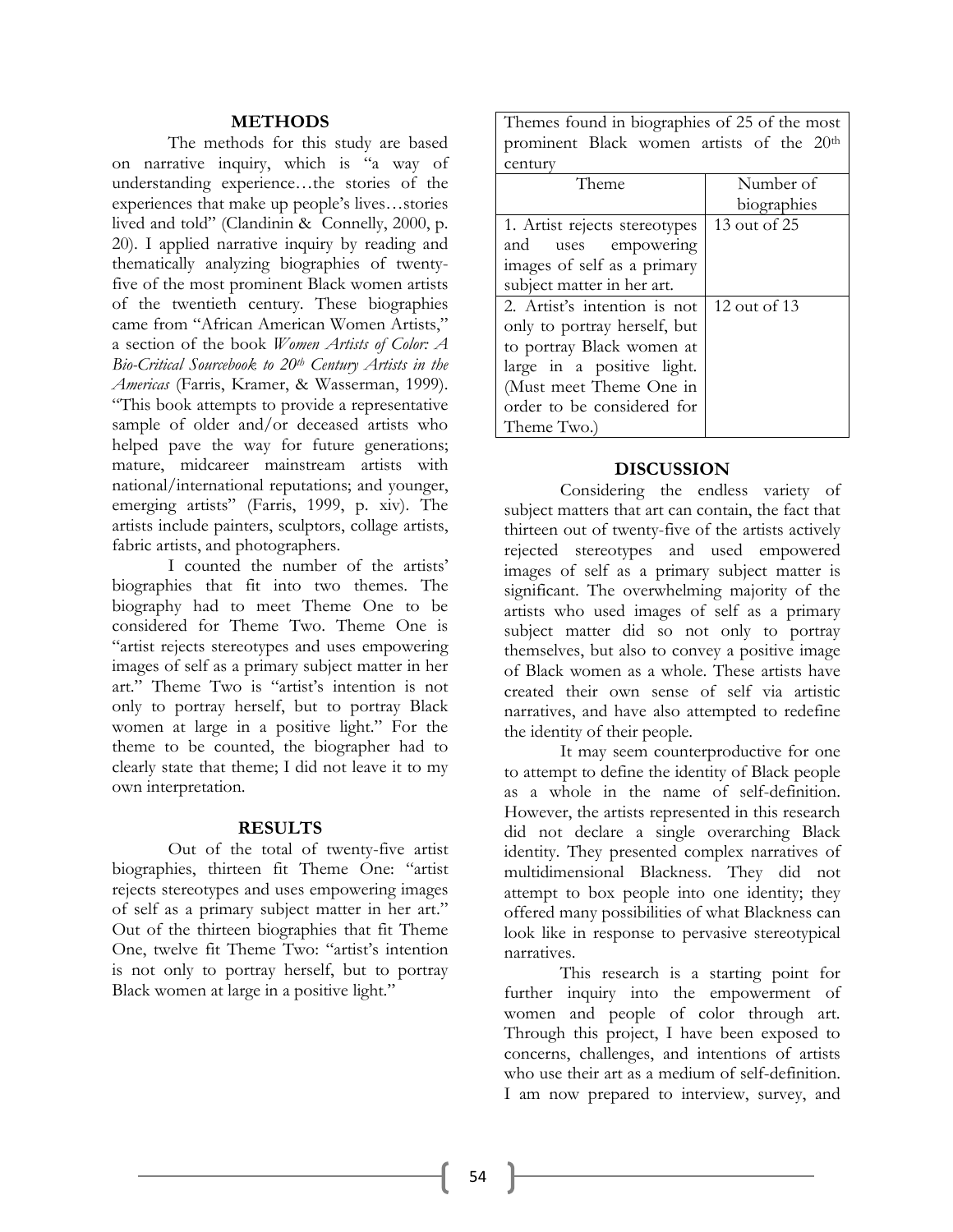## METHODS

The methods for this study are based on narrative inquiry, which is "a way of understanding experience…the stories of the experiences that make up people's lives…stories lived and told" (Clandinin & Connelly, 2000, p. 20). I applied narrative inquiry by reading and thematically analyzing biographies of twenty-five of the most prominent Black women artists of the twentieth century. These biographies came from "African American Women Artists," a section of the book *Women Artists of Color: A Bio-Critical Sourcebook to 20th Century Artists in the Americas* (Farris, Kramer, & Wasserman, 1999). "This book attempts to provide a representative sample of older and/or deceased artists who helped pave the way for future generations; mature, midcareer mainstream artists with national/international reputations; and younger, emerging artists" (Farris, 1999, p. xiv). The artists include painters, sculptors, collage artists, fabric artists, and photographers.

I counted the number of the artists' biographies that fit into two themes. The biography had to meet Theme One to be considered for Theme Two. Theme One is "artist rejects stereotypes and uses empowering images of self as a primary subject matter in her art." Theme Two is "artist's intention is not only to portray herself, but to portray Black women at large in a positive light." For the theme to be counted, the biographer had to clearly state that theme; I did not leave it to my own interpretation.

## RESULTS

Out of the total of twenty-five artist biographies, thirteen fit Theme One: "artist rejects stereotypes and uses empowering images of self as a primary subject matter in her art." Out of the thirteen biographies that fit Theme One, twelve fit Theme Two: "artist's intention is not only to portray herself, but to portray Black women at large in a positive light."

Themes found in biographies of 25 of the most prominent Black women artists of the 20th century

| Theme | Number of biographies |
|---|---|
| 1. Artist rejects stereotypes and uses empowering images of self as a primary subject matter in her art. | 13 out of 25 |
| 2. Artist's intention is not only to portray herself, but to portray Black women at large in a positive light. (Must meet Theme One in order to be considered for Theme Two.) | 12 out of 13 |

## DISCUSSION

Considering the endless variety of subject matters that art can contain, the fact that thirteen out of twenty-five of the artists actively rejected stereotypes and used empowered images of self as a primary subject matter is significant. The overwhelming majority of the artists who used images of self as a primary subject matter did so not only to portray themselves, but also to convey a positive image of Black women as a whole. These artists have created their own sense of self via artistic narratives, and have also attempted to redefine the identity of their people.

It may seem counterproductive for one to attempt to define the identity of Black people as a whole in the name of self-definition. However, the artists represented in this research did not declare a single overarching Black identity. They presented complex narratives of multidimensional Blackness. They did not attempt to box people into one identity; they offered many possibilities of what Blackness can look like in response to pervasive stereotypical narratives.

This research is a starting point for further inquiry into the empowerment of women and people of color through art. Through this project, I have been exposed to concerns, challenges, and intentions of artists who use their art as a medium of self-definition. I am now prepared to interview, survey, and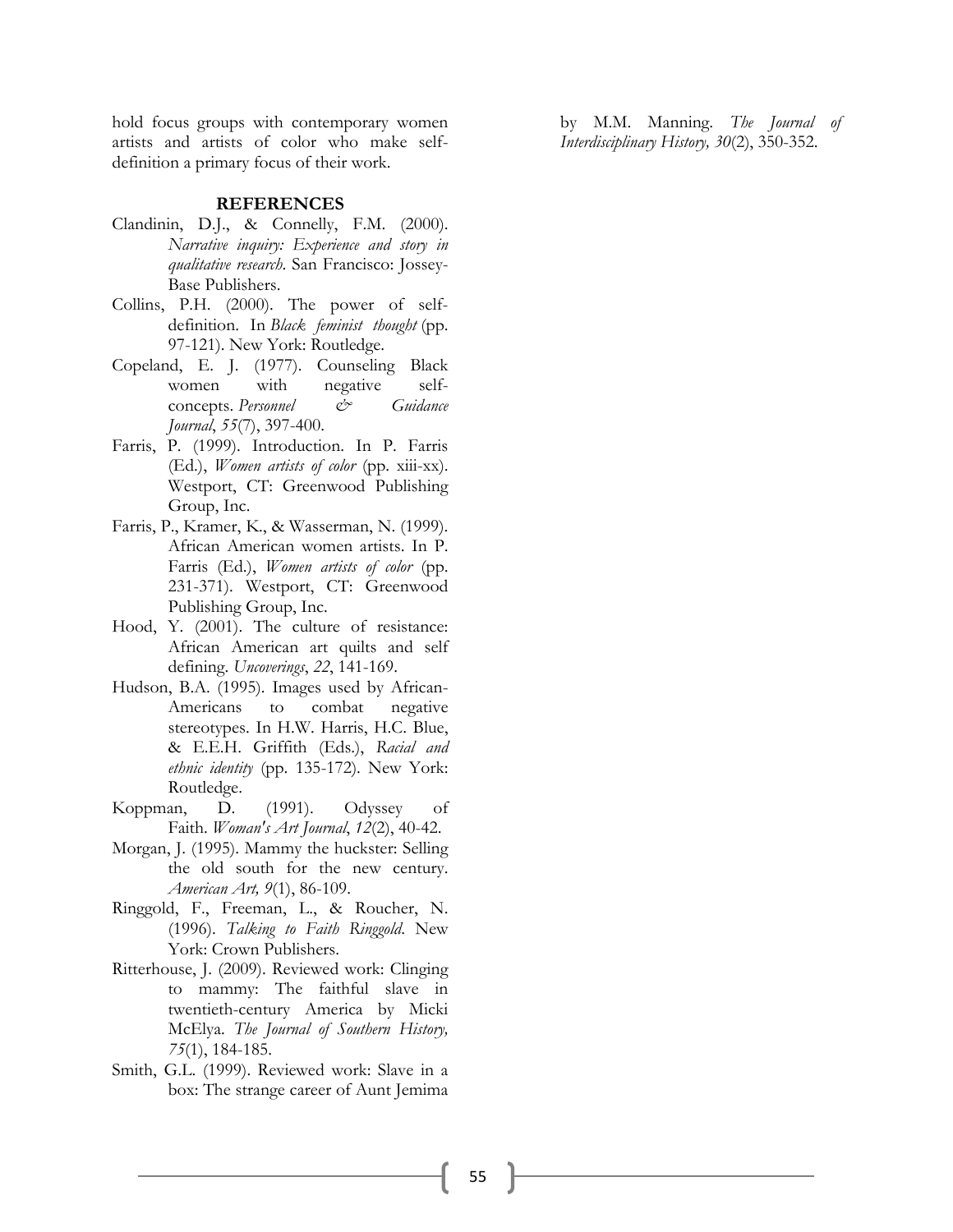hold focus groups with contemporary women artists and artists of color who make self-definition a primary focus of their work.

## REFERENCES

Clandinin, D.J., & Connelly, F.M. (2000). *Narrative inquiry: Experience and story in qualitative research*. San Francisco: Jossey-Base Publishers.

Collins, P.H. (2000). The power of self-definition. In *Black feminist thought* (pp. 97-121). New York: Routledge.

Copeland, E. J. (1977). Counseling Black women with negative self-concepts. *Personnel & Guidance Journal*, *55*(7), 397-400.

Farris, P. (1999). Introduction. In P. Farris (Ed.), *Women artists of color* (pp. xiii-xx). Westport, CT: Greenwood Publishing Group, Inc.

Farris, P., Kramer, K., & Wasserman, N. (1999). African American women artists. In P. Farris (Ed.), *Women artists of color* (pp. 231-371). Westport, CT: Greenwood Publishing Group, Inc.

Hood, Y. (2001). The culture of resistance: African American art quilts and self defining. *Uncoverings*, *22*, 141-169.

Hudson, B.A. (1995). Images used by African-Americans to combat negative stereotypes. In H.W. Harris, H.C. Blue, & E.E.H. Griffith (Eds.), *Racial and ethnic identity* (pp. 135-172). New York: Routledge.

Koppman, D. (1991). Odyssey of Faith. *Woman's Art Journal*, *12*(2), 40-42.

Morgan, J. (1995). Mammy the huckster: Selling the old south for the new century. *American Art, 9*(1), 86-109.

Ringgold, F., Freeman, L., & Roucher, N. (1996). *Talking to Faith Ringgold*. New York: Crown Publishers.

Ritterhouse, J. (2009). Reviewed work: Clinging to mammy: The faithful slave in twentieth-century America by Micki McElya. *The Journal of Southern History, 75*(1), 184-185.

Smith, G.L. (1999). Reviewed work: Slave in a box: The strange career of Aunt Jemima by M.M. Manning. *The Journal of Interdisciplinary History, 30*(2), 350-352.